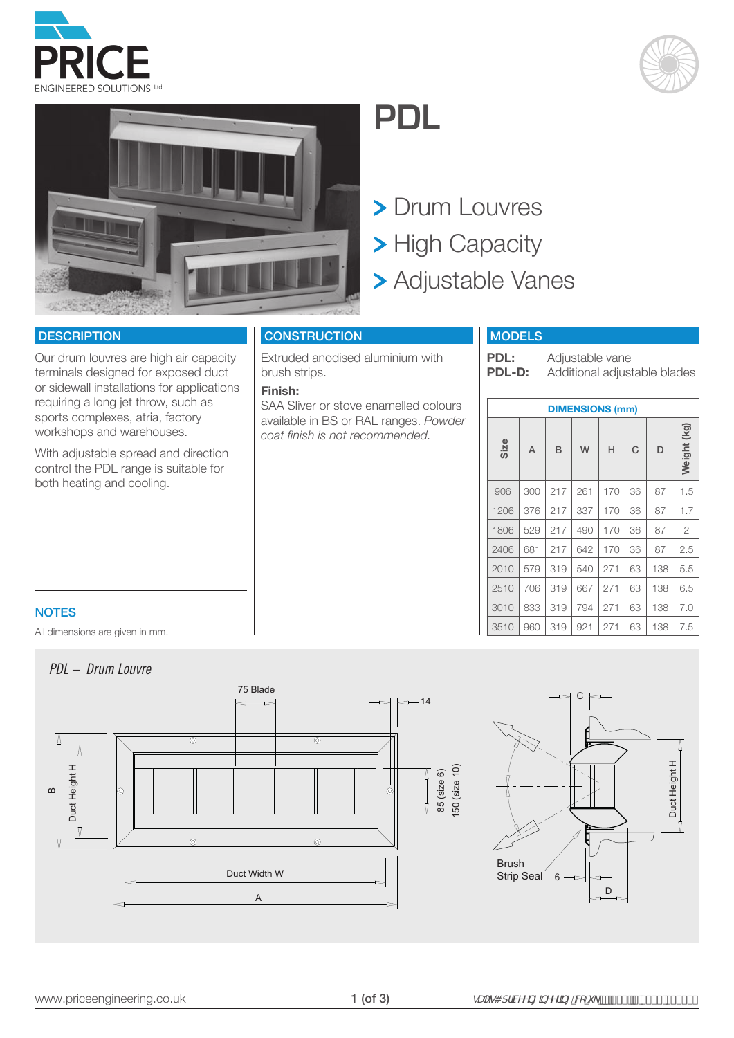# PDL

> Drum Louvres
> High Capacity
> Adjustable Vanes

## DESCRIPTION

Our drum louvres are high air capacity terminals designed for exposed duct or sidewall installations for applications requiring a long jet throw, such as sports complexes, atria, factory workshops and warehouses.

With adjustable spread and direction control the PDL range is suitable for both heating and cooling.

## CONSTRUCTION

Extruded anodised aluminium with brush strips.

**Finish:**
SAA Sliver or stove enamelled colours available in BS or RAL ranges. *Powder coat finish is not recommended.*

## MODELS

**PDL:** Adjustable vane
**PDL-D:** Additional adjustable blades

| DIMENSIONS (mm) | | | | | | | |
|---|---|---|---|---|---|---|---|
| Size | A | B | W | H | C | D | Weight (kg) |
| 906 | 300 | 217 | 261 | 170 | 36 | 87 | 1.5 |
| 1206 | 376 | 217 | 337 | 170 | 36 | 87 | 1.7 |
| 1806 | 529 | 217 | 490 | 170 | 36 | 87 | 2 |
| 2406 | 681 | 217 | 642 | 170 | 36 | 87 | 2.5 |
| 2010 | 579 | 319 | 540 | 271 | 63 | 138 | 5.5 |
| 2510 | 706 | 319 | 667 | 271 | 63 | 138 | 6.5 |
| 3010 | 833 | 319 | 794 | 271 | 63 | 138 | 7.0 |
| 3510 | 960 | 319 | 921 | 271 | 63 | 138 | 7.5 |

## NOTES

All dimensions are given in mm.

*PDL – Drum Louvre*

75 Blade, 14, B, Duct Height H, 85 (size 6), 150 (size 10), Duct Width W, A, C, Duct Height H, Brush Strip Seal, 6, D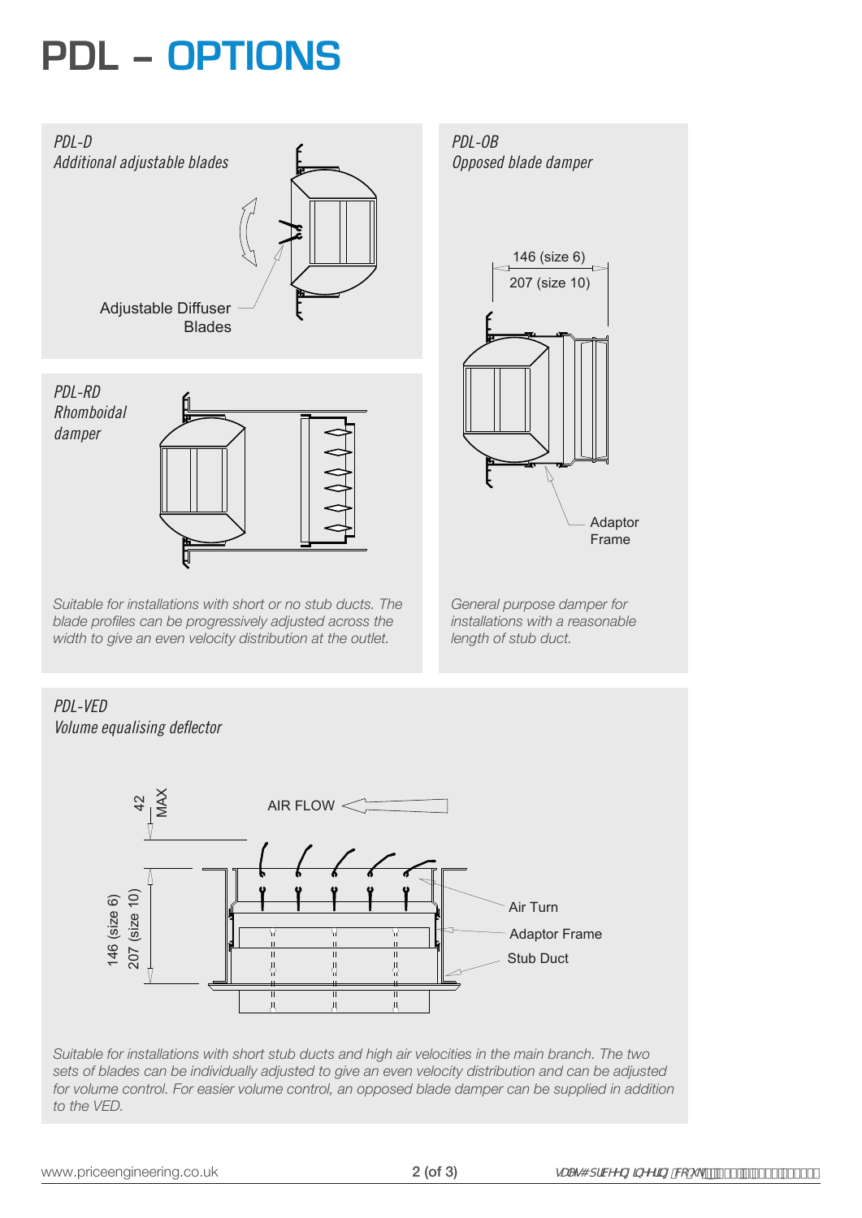# PDL – OPTIONS

*PDL-D*
*Additional adjustable blades*

Adjustable Diffuser Blades

*PDL-RD*
*Rhomboidal damper*

*Suitable for installations with short or no stub ducts. The blade profiles can be progressively adjusted across the width to give an even velocity distribution at the outlet.*

*PDL-OB*
*Opposed blade damper*

146 (size 6)
207 (size 10)

Adaptor Frame

*General purpose damper for installations with a reasonable length of stub duct.*

*PDL-VED*
*Volume equalising deflector*

42 MAX

AIR FLOW

146 (size 6)
207 (size 10)

Air Turn
Adaptor Frame
Stub Duct

*Suitable for installations with short stub ducts and high air velocities in the main branch. The two sets of blades can be individually adjusted to give an even velocity distribution and can be adjusted for volume control. For easier volume control, an opposed blade damper can be supplied in addition to the VED.*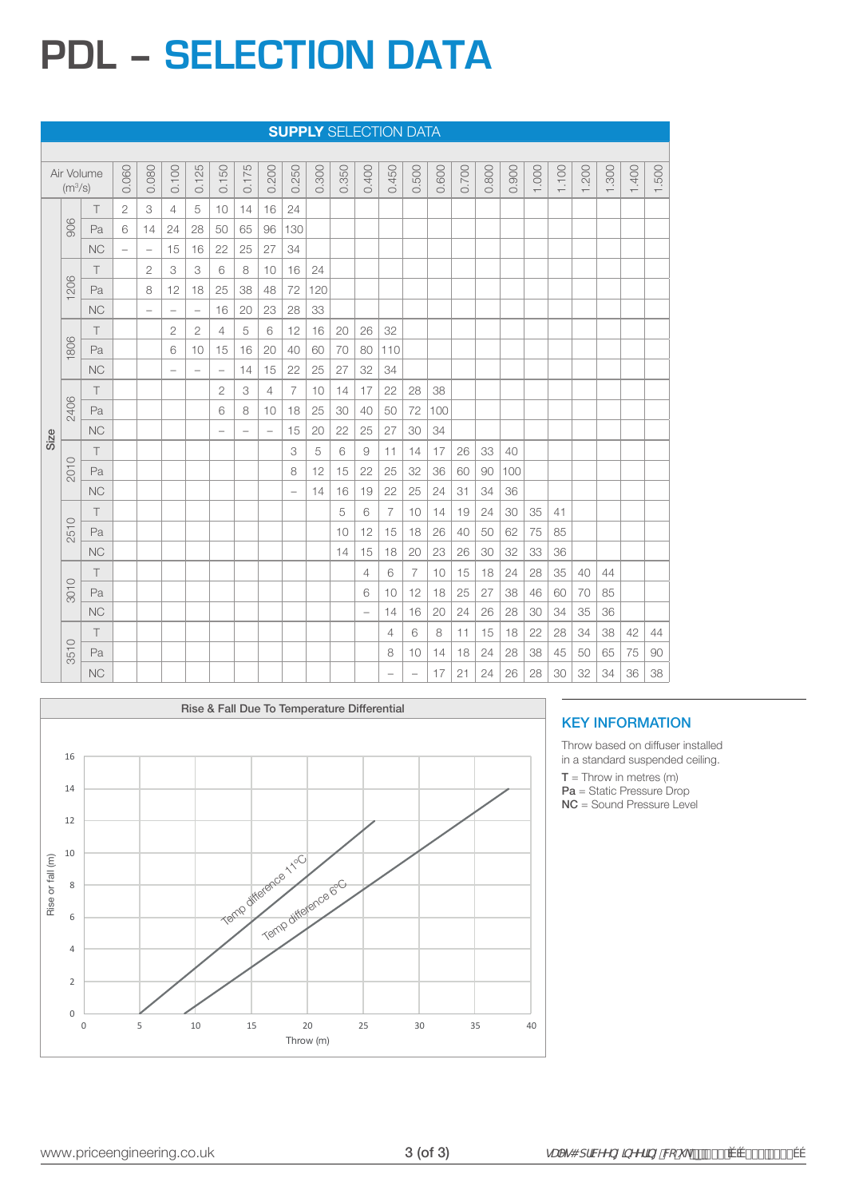# PDL – SELECTION DATA

## SUPPLY SELECTION DATA

| Size | Air Volume (m³/s) | 0.060 | 0.080 | 0.100 | 0.125 | 0.150 | 0.175 | 0.200 | 0.250 | 0.300 | 0.350 | 0.400 | 0.450 | 0.500 | 0.600 | 0.700 | 0.800 | 0.900 | 1.000 | 1.100 | 1.200 | 1.300 | 1.400 | 1.500 |
|---|---|---|---|---|---|---|---|---|---|---|---|---|---|---|---|---|---|---|---|---|---|---|---|---|
| 906 | T | 2 | 3 | 4 | 5 | 10 | 14 | 16 | 24 | | | | | | | | | | | | | | | |
| | Pa | 6 | 14 | 24 | 28 | 50 | 65 | 96 | 130 | | | | | | | | | | | | | | | |
| | NC | – | – | 15 | 16 | 22 | 25 | 27 | 34 | | | | | | | | | | | | | | | |
| 1206 | T | | 2 | 3 | 3 | 6 | 8 | 10 | 16 | 24 | | | | | | | | | | | | | | |
| | Pa | | 8 | 12 | 18 | 25 | 38 | 48 | 72 | 120 | | | | | | | | | | | | | | |
| | NC | | – | – | – | 16 | 20 | 23 | 28 | 33 | | | | | | | | | | | | | | |
| 1806 | T | | | 2 | 2 | 4 | 5 | 6 | 12 | 16 | 20 | 26 | 32 | | | | | | | | | | | |
| | Pa | | | 6 | 10 | 15 | 16 | 20 | 40 | 60 | 70 | 80 | 110 | | | | | | | | | | | |
| | NC | | | – | – | – | 14 | 15 | 22 | 25 | 27 | 32 | 34 | | | | | | | | | | | |
| 2406 | T | | | | | 2 | 3 | 4 | 7 | 10 | 14 | 17 | 22 | 28 | 38 | | | | | | | | | |
| | Pa | | | | | 6 | 8 | 10 | 18 | 25 | 30 | 40 | 50 | 72 | 100 | | | | | | | | | |
| | NC | | | | | – | – | – | 15 | 20 | 22 | 25 | 27 | 30 | 34 | | | | | | | | | |
| 2010 | T | | | | | | | | 3 | 5 | 6 | 9 | 11 | 14 | 17 | 26 | 33 | 40 | | | | | | |
| | Pa | | | | | | | | 8 | 12 | 15 | 22 | 25 | 32 | 36 | 60 | 90 | 100 | | | | | | |
| | NC | | | | | | | | – | 14 | 16 | 19 | 22 | 25 | 24 | 31 | 34 | 36 | | | | | | |
| 2510 | T | | | | | | | | | | 5 | 6 | 7 | 10 | 14 | 19 | 24 | 30 | 35 | 41 | | | | |
| | Pa | | | | | | | | | | 10 | 12 | 15 | 18 | 26 | 40 | 50 | 62 | 75 | 85 | | | | |
| | NC | | | | | | | | | | 14 | 15 | 18 | 20 | 23 | 26 | 30 | 32 | 33 | 36 | | | | |
| 3010 | T | | | | | | | | | | | 4 | 6 | 7 | 10 | 15 | 18 | 24 | 28 | 35 | 40 | 44 | | |
| | Pa | | | | | | | | | | | 6 | 10 | 12 | 18 | 25 | 27 | 38 | 46 | 60 | 70 | 85 | | |
| | NC | | | | | | | | | | | – | 14 | 16 | 20 | 24 | 26 | 28 | 30 | 34 | 35 | 36 | | |
| 3510 | T | | | | | | | | | | | | 4 | 6 | 8 | 11 | 15 | 18 | 22 | 28 | 34 | 38 | 42 | 44 |
| | Pa | | | | | | | | | | | | 8 | 10 | 14 | 18 | 24 | 28 | 38 | 45 | 50 | 65 | 75 | 90 |
| | NC | | | | | | | | | | | | – | – | 17 | 21 | 24 | 26 | 28 | 30 | 32 | 34 | 36 | 38 |

Rise & Fall Due To Temperature Differential

Rise or fall (m)

0
2
4
6
8
10
12
14
16

Throw (m)

0
5
10
15
20
25
30
35
40

Temp difference 11°C

Temp difference 6°C

### KEY INFORMATION

Throw based on diffuser installed in a standard suspended ceiling.

**T** = Throw in metres (m)
**Pa** = Static Pressure Drop
**NC** = Sound Pressure Level

www.priceengineering.co.uk